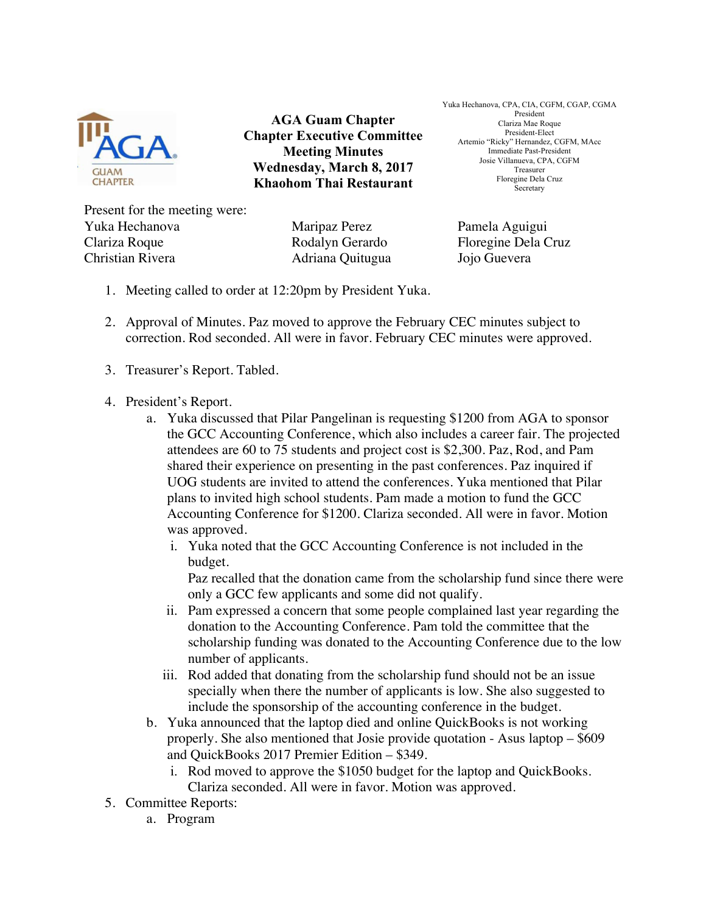# AGA Guam Chapter
## Chapter Executive Committee Meeting Minutes
### Wednesday, March 8, 2017
### Khaohom Thai Restaurant

Yuka Hechanova, CPA, CIA, CGFM, CGAP, CGMA
President
Clariza Mae Roque
President-Elect
Artemio "Ricky" Hernandez, CGFM, MAcc
Immediate Past-President
Josie Villanueva, CPA, CGFM
Treasurer
Floregine Dela Cruz
Secretary

Present for the meeting were:

| | | |
|---|---|---|
| Yuka Hechanova | Maripaz Perez | Pamela Aguigui |
| Clariza Roque | Rodalyn Gerardo | Floregine Dela Cruz |
| Christian Rivera | Adriana Quitugua | Jojo Guevera |

1. Meeting called to order at 12:20pm by President Yuka.

2. Approval of Minutes. Paz moved to approve the February CEC minutes subject to correction. Rod seconded. All were in favor. February CEC minutes were approved.

3. Treasurer's Report. Tabled.

4. President's Report.
   a. Yuka discussed that Pilar Pangelinan is requesting $1200 from AGA to sponsor the GCC Accounting Conference, which also includes a career fair. The projected attendees are 60 to 75 students and project cost is $2,300. Paz, Rod, and Pam shared their experience on presenting in the past conferences. Paz inquired if UOG students are invited to attend the conferences. Yuka mentioned that Pilar plans to invited high school students. Pam made a motion to fund the GCC Accounting Conference for $1200. Clariza seconded. All were in favor. Motion was approved.
      i. Yuka noted that the GCC Accounting Conference is not included in the budget.
         Paz recalled that the donation came from the scholarship fund since there were only a GCC few applicants and some did not qualify.
      ii. Pam expressed a concern that some people complained last year regarding the donation to the Accounting Conference. Pam told the committee that the scholarship funding was donated to the Accounting Conference due to the low number of applicants.
      iii. Rod added that donating from the scholarship fund should not be an issue specially when there the number of applicants is low. She also suggested to include the sponsorship of the accounting conference in the budget.
   b. Yuka announced that the laptop died and online QuickBooks is not working properly. She also mentioned that Josie provide quotation - Asus laptop – $609 and QuickBooks 2017 Premier Edition – $349.
      i. Rod moved to approve the $1050 budget for the laptop and QuickBooks. Clariza seconded. All were in favor. Motion was approved.

5. Committee Reports:
   a. Program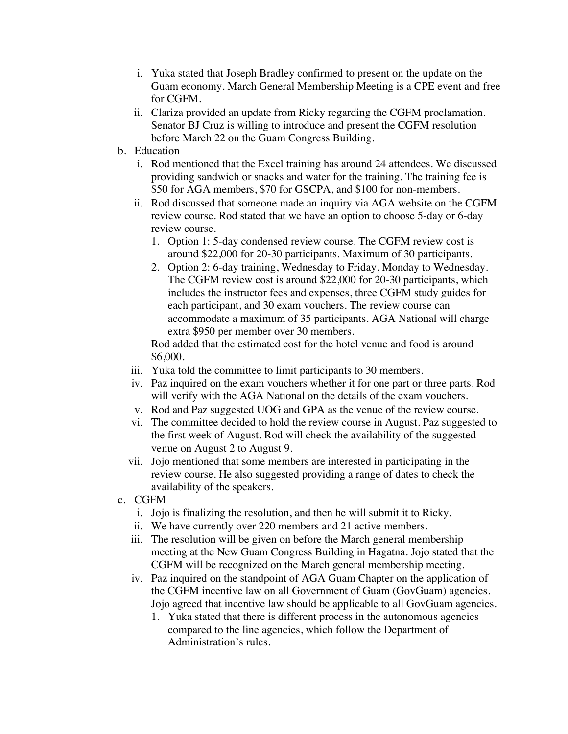i. Yuka stated that Joseph Bradley confirmed to present on the update on the Guam economy. March General Membership Meeting is a CPE event and free for CGFM.
   ii. Clariza provided an update from Ricky regarding the CGFM proclamation. Senator BJ Cruz is willing to introduce and present the CGFM resolution before March 22 on the Guam Congress Building.

b. Education
   i. Rod mentioned that the Excel training has around 24 attendees. We discussed providing sandwich or snacks and water for the training. The training fee is $50 for AGA members, $70 for GSCPA, and $100 for non-members.
   ii. Rod discussed that someone made an inquiry via AGA website on the CGFM review course. Rod stated that we have an option to choose 5-day or 6-day review course.
      1. Option 1: 5-day condensed review course. The CGFM review cost is around $22,000 for 20-30 participants. Maximum of 30 participants.
      2. Option 2: 6-day training, Wednesday to Friday, Monday to Wednesday. The CGFM review cost is around $22,000 for 20-30 participants, which includes the instructor fees and expenses, three CGFM study guides for each participant, and 30 exam vouchers. The review course can accommodate a maximum of 35 participants. AGA National will charge extra $950 per member over 30 members.

      Rod added that the estimated cost for the hotel venue and food is around $6,000.
   iii. Yuka told the committee to limit participants to 30 members.
   iv. Paz inquired on the exam vouchers whether it for one part or three parts. Rod will verify with the AGA National on the details of the exam vouchers.
   v. Rod and Paz suggested UOG and GPA as the venue of the review course.
   vi. The committee decided to hold the review course in August. Paz suggested to the first week of August. Rod will check the availability of the suggested venue on August 2 to August 9.
   vii. Jojo mentioned that some members are interested in participating in the review course. He also suggested providing a range of dates to check the availability of the speakers.

c. CGFM
   i. Jojo is finalizing the resolution, and then he will submit it to Ricky.
   ii. We have currently over 220 members and 21 active members.
   iii. The resolution will be given on before the March general membership meeting at the New Guam Congress Building in Hagatna. Jojo stated that the CGFM will be recognized on the March general membership meeting.
   iv. Paz inquired on the standpoint of AGA Guam Chapter on the application of the CGFM incentive law on all Government of Guam (GovGuam) agencies. Jojo agreed that incentive law should be applicable to all GovGuam agencies.
      1. Yuka stated that there is different process in the autonomous agencies compared to the line agencies, which follow the Department of Administration's rules.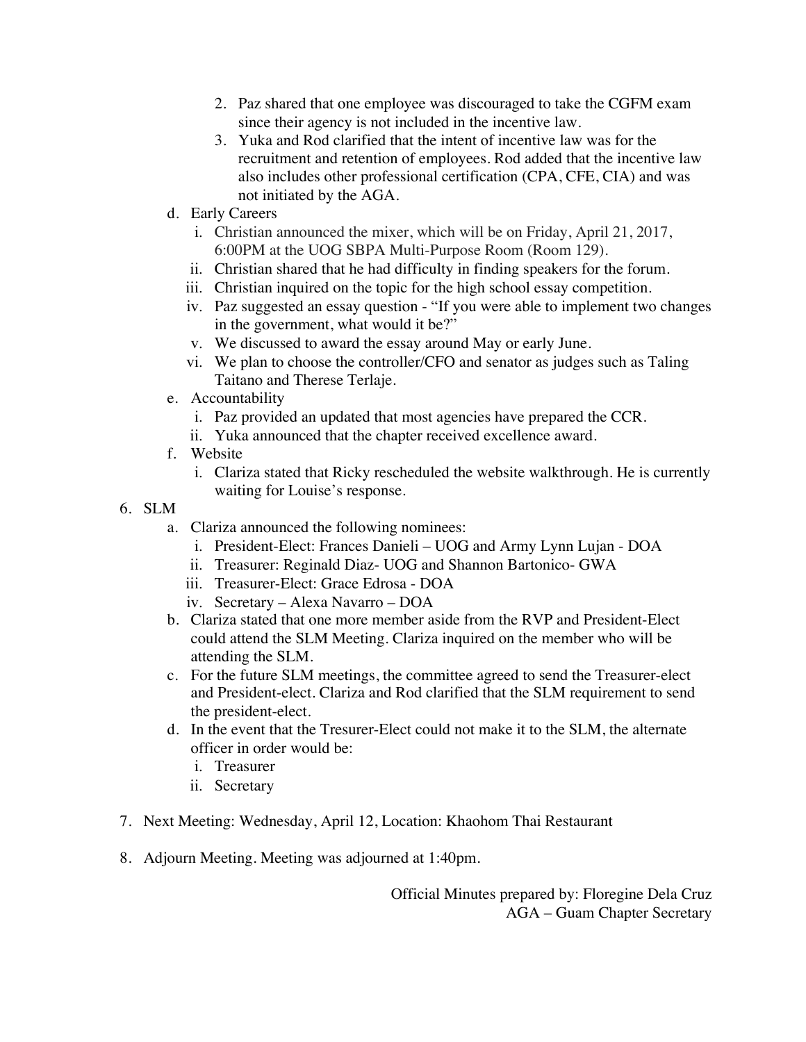2. Paz shared that one employee was discouraged to take the CGFM exam since their agency is not included in the incentive law.
3. Yuka and Rod clarified that the intent of incentive law was for the recruitment and retention of employees. Rod added that the incentive law also includes other professional certification (CPA, CFE, CIA) and was not initiated by the AGA.

d. Early Careers
   i. Christian announced the mixer, which will be on Friday, April 21, 2017, 6:00PM at the UOG SBPA Multi-Purpose Room (Room 129).
   ii. Christian shared that he had difficulty in finding speakers for the forum.
   iii. Christian inquired on the topic for the high school essay competition.
   iv. Paz suggested an essay question - "If you were able to implement two changes in the government, what would it be?"
   v. We discussed to award the essay around May or early June.
   vi. We plan to choose the controller/CFO and senator as judges such as Taling Taitano and Therese Terlaje.

e. Accountability
   i. Paz provided an updated that most agencies have prepared the CCR.
   ii. Yuka announced that the chapter received excellence award.

f. Website
   i. Clariza stated that Ricky rescheduled the website walkthrough. He is currently waiting for Louise's response.

6. SLM
   a. Clariza announced the following nominees:
      i. President-Elect: Frances Danieli – UOG and Army Lynn Lujan - DOA
      ii. Treasurer: Reginald Diaz- UOG and Shannon Bartonico- GWA
      iii. Treasurer-Elect: Grace Edrosa - DOA
      iv. Secretary – Alexa Navarro – DOA
   b. Clariza stated that one more member aside from the RVP and President-Elect could attend the SLM Meeting. Clariza inquired on the member who will be attending the SLM.
   c. For the future SLM meetings, the committee agreed to send the Treasurer-elect and President-elect. Clariza and Rod clarified that the SLM requirement to send the president-elect.
   d. In the event that the Tresurer-Elect could not make it to the SLM, the alternate officer in order would be:
      i. Treasurer
      ii. Secretary

7. Next Meeting: Wednesday, April 12, Location: Khaohom Thai Restaurant

8. Adjourn Meeting. Meeting was adjourned at 1:40pm.

Official Minutes prepared by: Floregine Dela Cruz
AGA – Guam Chapter Secretary